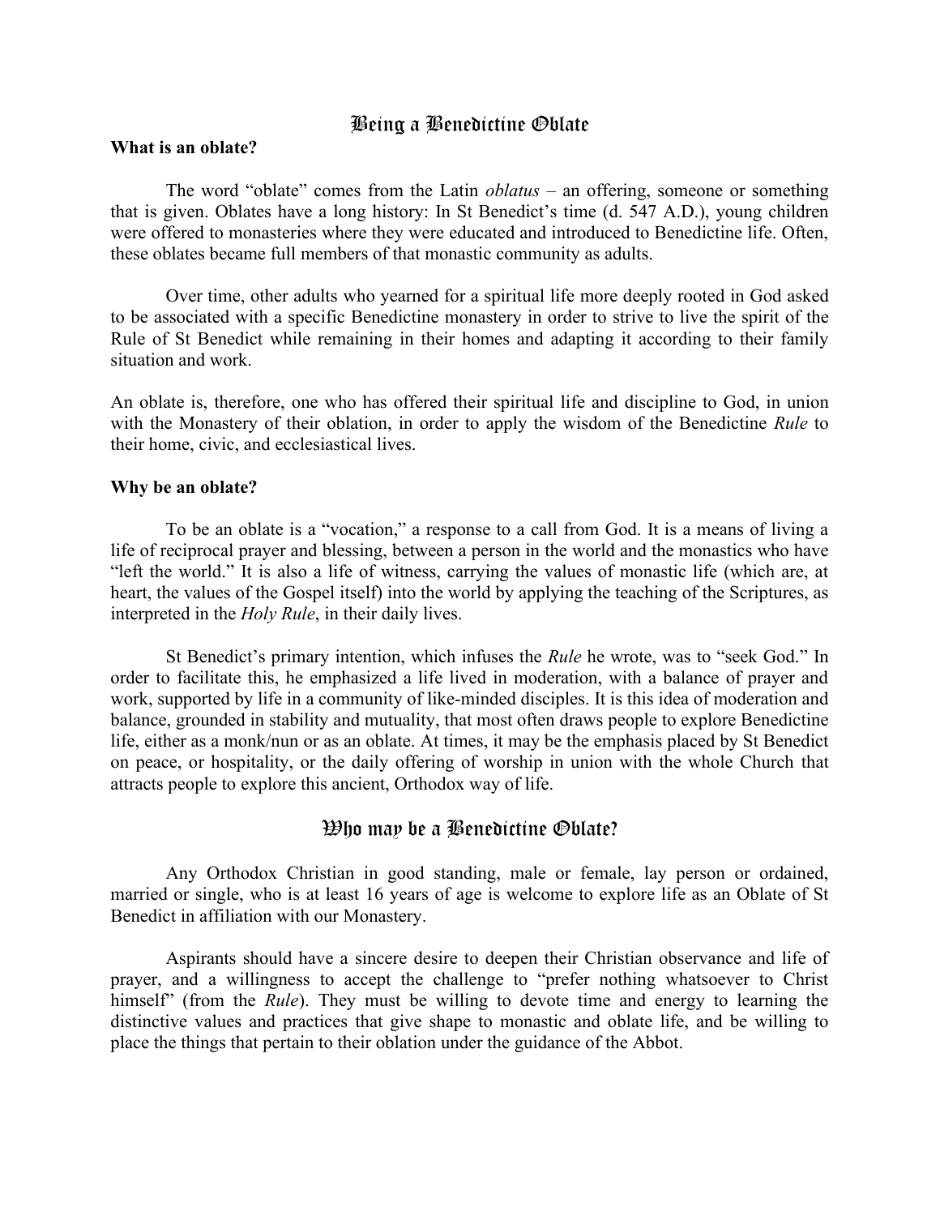# Being a Benedictine Oblate

**What is an oblate?**

The word "oblate" comes from the Latin *oblatus* – an offering, someone or something that is given. Oblates have a long history: In St Benedict's time (d. 547 A.D.), young children were offered to monasteries where they were educated and introduced to Benedictine life. Often, these oblates became full members of that monastic community as adults.

Over time, other adults who yearned for a spiritual life more deeply rooted in God asked to be associated with a specific Benedictine monastery in order to strive to live the spirit of the Rule of St Benedict while remaining in their homes and adapting it according to their family situation and work.

An oblate is, therefore, one who has offered their spiritual life and discipline to God, in union with the Monastery of their oblation, in order to apply the wisdom of the Benedictine *Rule* to their home, civic, and ecclesiastical lives.

**Why be an oblate?**

To be an oblate is a "vocation," a response to a call from God. It is a means of living a life of reciprocal prayer and blessing, between a person in the world and the monastics who have "left the world." It is also a life of witness, carrying the values of monastic life (which are, at heart, the values of the Gospel itself) into the world by applying the teaching of the Scriptures, as interpreted in the *Holy Rule*, in their daily lives.

St Benedict's primary intention, which infuses the *Rule* he wrote, was to "seek God." In order to facilitate this, he emphasized a life lived in moderation, with a balance of prayer and work, supported by life in a community of like-minded disciples. It is this idea of moderation and balance, grounded in stability and mutuality, that most often draws people to explore Benedictine life, either as a monk/nun or as an oblate. At times, it may be the emphasis placed by St Benedict on peace, or hospitality, or the daily offering of worship in union with the whole Church that attracts people to explore this ancient, Orthodox way of life.

## Who may be a Benedictine Oblate?

Any Orthodox Christian in good standing, male or female, lay person or ordained, married or single, who is at least 16 years of age is welcome to explore life as an Oblate of St Benedict in affiliation with our Monastery.

Aspirants should have a sincere desire to deepen their Christian observance and life of prayer, and a willingness to accept the challenge to "prefer nothing whatsoever to Christ himself" (from the *Rule*). They must be willing to devote time and energy to learning the distinctive values and practices that give shape to monastic and oblate life, and be willing to place the things that pertain to their oblation under the guidance of the Abbot.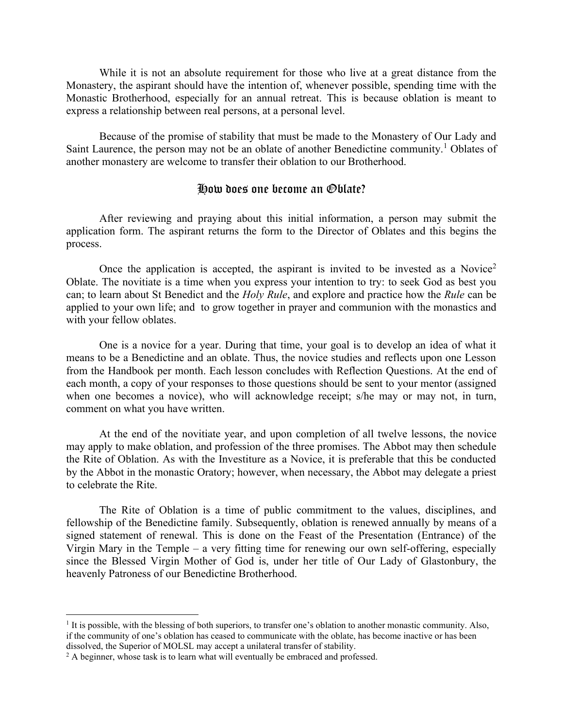While it is not an absolute requirement for those who live at a great distance from the Monastery, the aspirant should have the intention of, whenever possible, spending time with the Monastic Brotherhood, especially for an annual retreat. This is because oblation is meant to express a relationship between real persons, at a personal level.

Because of the promise of stability that must be made to the Monastery of Our Lady and Saint Laurence, the person may not be an oblate of another Benedictine community.[1] Oblates of another monastery are welcome to transfer their oblation to our Brotherhood.

## How does one become an Oblate?

After reviewing and praying about this initial information, a person may submit the application form. The aspirant returns the form to the Director of Oblates and this begins the process.

Once the application is accepted, the aspirant is invited to be invested as a Novice[2] Oblate. The novitiate is a time when you express your intention to try: to seek God as best you can; to learn about St Benedict and the *Holy Rule*, and explore and practice how the *Rule* can be applied to your own life; and to grow together in prayer and communion with the monastics and with your fellow oblates.

One is a novice for a year. During that time, your goal is to develop an idea of what it means to be a Benedictine and an oblate. Thus, the novice studies and reflects upon one Lesson from the Handbook per month. Each lesson concludes with Reflection Questions. At the end of each month, a copy of your responses to those questions should be sent to your mentor (assigned when one becomes a novice), who will acknowledge receipt; s/he may or may not, in turn, comment on what you have written.

At the end of the novitiate year, and upon completion of all twelve lessons, the novice may apply to make oblation, and profession of the three promises. The Abbot may then schedule the Rite of Oblation. As with the Investiture as a Novice, it is preferable that this be conducted by the Abbot in the monastic Oratory; however, when necessary, the Abbot may delegate a priest to celebrate the Rite.

The Rite of Oblation is a time of public commitment to the values, disciplines, and fellowship of the Benedictine family. Subsequently, oblation is renewed annually by means of a signed statement of renewal. This is done on the Feast of the Presentation (Entrance) of the Virgin Mary in the Temple – a very fitting time for renewing our own self-offering, especially since the Blessed Virgin Mother of God is, under her title of Our Lady of Glastonbury, the heavenly Patroness of our Benedictine Brotherhood.

---

[1] It is possible, with the blessing of both superiors, to transfer one's oblation to another monastic community. Also, if the community of one's oblation has ceased to communicate with the oblate, has become inactive or has been dissolved, the Superior of MOLSL may accept a unilateral transfer of stability.

[2] A beginner, whose task is to learn what will eventually be embraced and professed.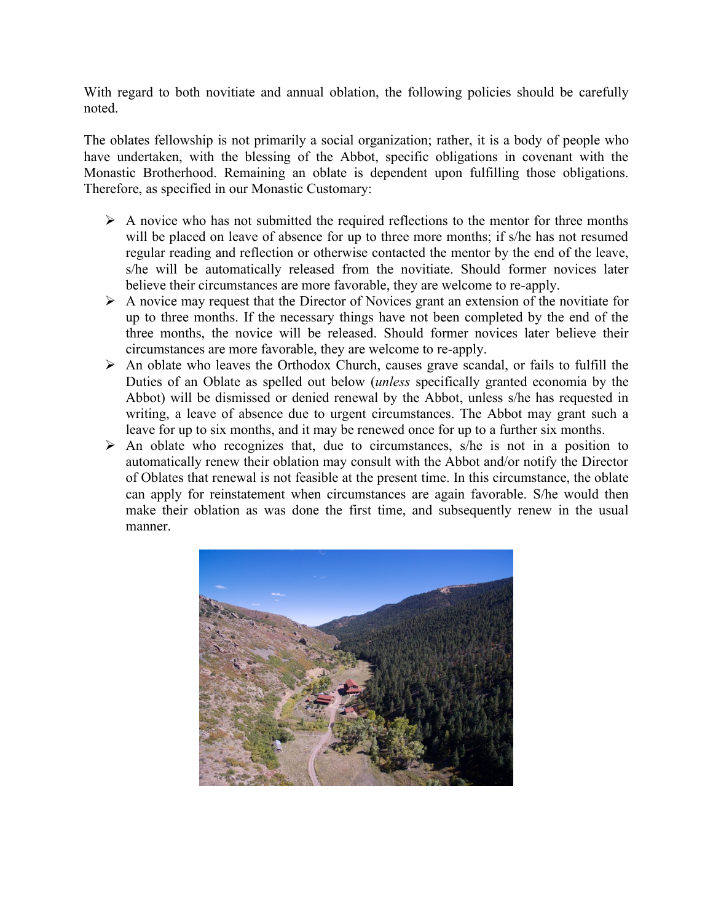With regard to both novitiate and annual oblation, the following policies should be carefully noted.

The oblates fellowship is not primarily a social organization; rather, it is a body of people who have undertaken, with the blessing of the Abbot, specific obligations in covenant with the Monastic Brotherhood. Remaining an oblate is dependent upon fulfilling those obligations. Therefore, as specified in our Monastic Customary:

- A novice who has not submitted the required reflections to the mentor for three months will be placed on leave of absence for up to three more months; if s/he has not resumed regular reading and reflection or otherwise contacted the mentor by the end of the leave, s/he will be automatically released from the novitiate. Should former novices later believe their circumstances are more favorable, they are welcome to re-apply.
- A novice may request that the Director of Novices grant an extension of the novitiate for up to three months. If the necessary things have not been completed by the end of the three months, the novice will be released. Should former novices later believe their circumstances are more favorable, they are welcome to re-apply.
- An oblate who leaves the Orthodox Church, causes grave scandal, or fails to fulfill the Duties of an Oblate as spelled out below (*unless* specifically granted economia by the Abbot) will be dismissed or denied renewal by the Abbot, unless s/he has requested in writing, a leave of absence due to urgent circumstances. The Abbot may grant such a leave for up to six months, and it may be renewed once for up to a further six months.
- An oblate who recognizes that, due to circumstances, s/he is not in a position to automatically renew their oblation may consult with the Abbot and/or notify the Director of Oblates that renewal is not feasible at the present time. In this circumstance, the oblate can apply for reinstatement when circumstances are again favorable. S/he would then make their oblation as was done the first time, and subsequently renew in the usual manner.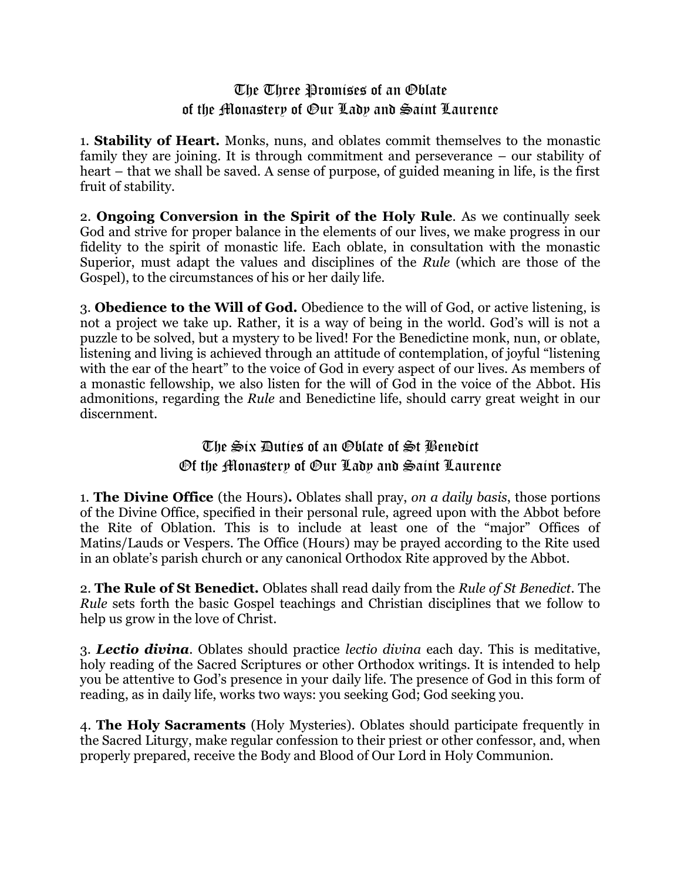## The Three Promises of an Oblate of the Monastery of Our Lady and Saint Laurence

1. **Stability of Heart.** Monks, nuns, and oblates commit themselves to the monastic family they are joining. It is through commitment and perseverance – our stability of heart – that we shall be saved. A sense of purpose, of guided meaning in life, is the first fruit of stability.

2. **Ongoing Conversion in the Spirit of the Holy Rule**. As we continually seek God and strive for proper balance in the elements of our lives, we make progress in our fidelity to the spirit of monastic life. Each oblate, in consultation with the monastic Superior, must adapt the values and disciplines of the *Rule* (which are those of the Gospel), to the circumstances of his or her daily life.

3. **Obedience to the Will of God.** Obedience to the will of God, or active listening, is not a project we take up. Rather, it is a way of being in the world. God's will is not a puzzle to be solved, but a mystery to be lived! For the Benedictine monk, nun, or oblate, listening and living is achieved through an attitude of contemplation, of joyful "listening with the ear of the heart" to the voice of God in every aspect of our lives. As members of a monastic fellowship, we also listen for the will of God in the voice of the Abbot. His admonitions, regarding the *Rule* and Benedictine life, should carry great weight in our discernment.

## The Six Duties of an Oblate of St Benedict Of the Monastery of Our Lady and Saint Laurence

1. **The Divine Office** (the Hours)**.** Oblates shall pray, *on a daily basis*, those portions of the Divine Office, specified in their personal rule, agreed upon with the Abbot before the Rite of Oblation. This is to include at least one of the "major" Offices of Matins/Lauds or Vespers. The Office (Hours) may be prayed according to the Rite used in an oblate's parish church or any canonical Orthodox Rite approved by the Abbot.

2. **The Rule of St Benedict.** Oblates shall read daily from the *Rule of St Benedict*. The *Rule* sets forth the basic Gospel teachings and Christian disciplines that we follow to help us grow in the love of Christ.

3. ***Lectio divina***. Oblates should practice *lectio divina* each day. This is meditative, holy reading of the Sacred Scriptures or other Orthodox writings. It is intended to help you be attentive to God's presence in your daily life. The presence of God in this form of reading, as in daily life, works two ways: you seeking God; God seeking you.

4. **The Holy Sacraments** (Holy Mysteries). Oblates should participate frequently in the Sacred Liturgy, make regular confession to their priest or other confessor, and, when properly prepared, receive the Body and Blood of Our Lord in Holy Communion.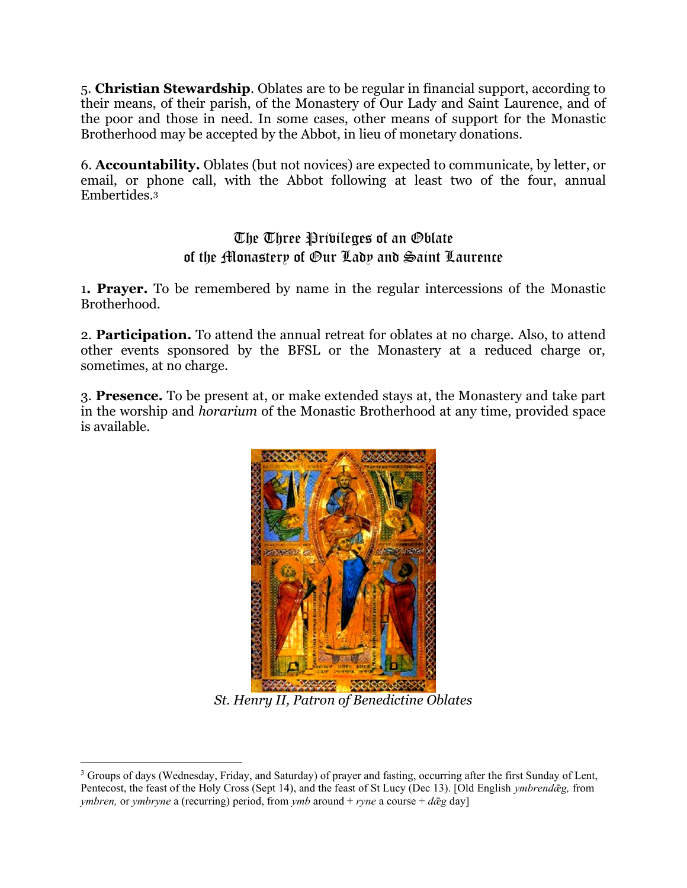5. **Christian Stewardship**. Oblates are to be regular in financial support, according to their means, of their parish, of the Monastery of Our Lady and Saint Laurence, and of the poor and those in need. In some cases, other means of support for the Monastic Brotherhood may be accepted by the Abbot, in lieu of monetary donations.

6. **Accountability.** Oblates (but not novices) are expected to communicate, by letter, or email, or phone call, with the Abbot following at least two of the four, annual Embertides.[3]

## The Three Privileges of an Oblate of the Monastery of Our Lady and Saint Laurence

1. **Prayer.** To be remembered by name in the regular intercessions of the Monastic Brotherhood.

2. **Participation.** To attend the annual retreat for oblates at no charge. Also, to attend other events sponsored by the BFSL or the Monastery at a reduced charge or, sometimes, at no charge.

3. **Presence.** To be present at, or make extended stays at, the Monastery and take part in the worship and *horarium* of the Monastic Brotherhood at any time, provided space is available.

*St. Henry II, Patron of Benedictine Oblates*

[3] Groups of days (Wednesday, Friday, and Saturday) of prayer and fasting, occurring after the first Sunday of Lent, Pentecost, the feast of the Holy Cross (Sept 14), and the feast of St Lucy (Dec 13). [Old English *ymbrendǣg,* from *ymbren,* or *ymbryne* a (recurring) period, from *ymb* around + *ryne* a course + *dǣg* day]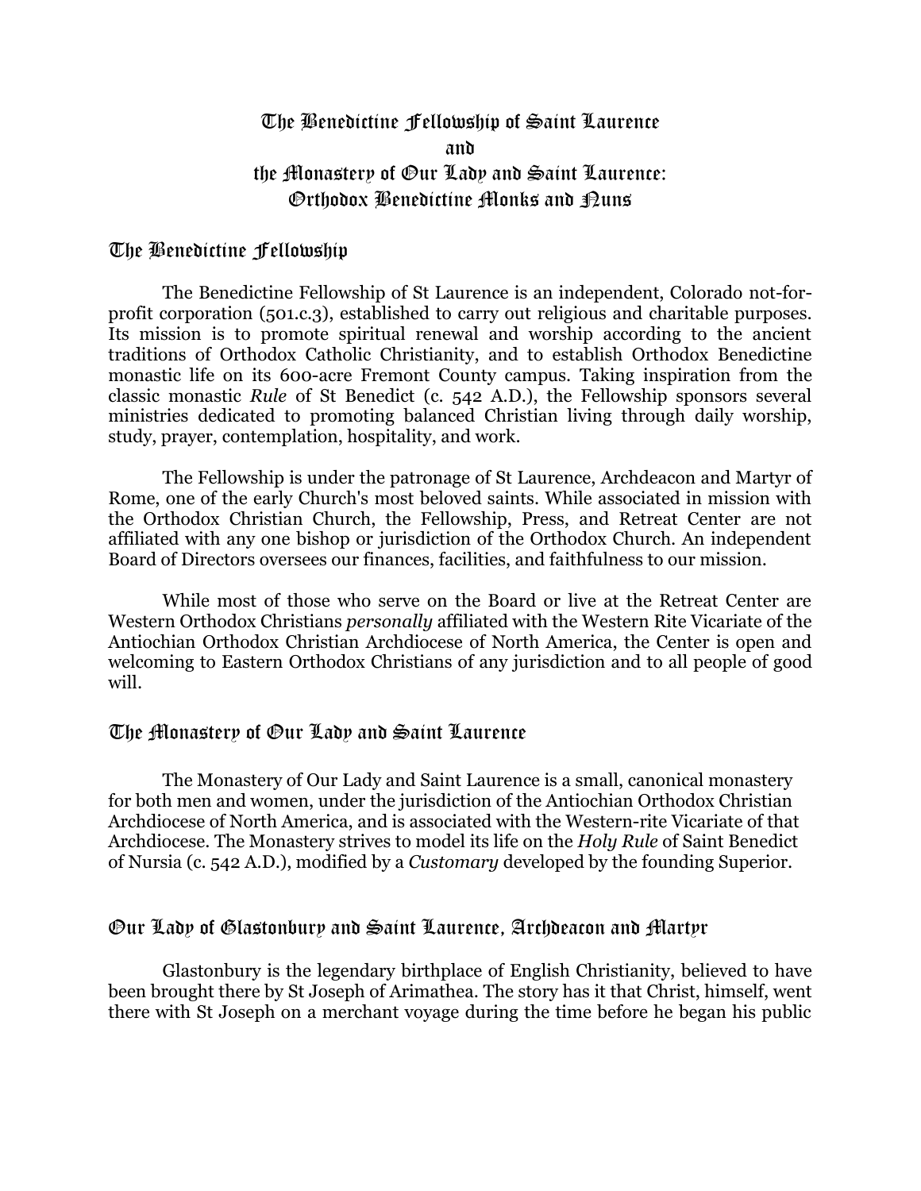# The Benedictine Fellowship of Saint Laurence
# and
# the Monastery of Our Lady and Saint Laurence:
# Orthodox Benedictine Monks and Nuns

## The Benedictine Fellowship

The Benedictine Fellowship of St Laurence is an independent, Colorado not-for-profit corporation (501.c.3), established to carry out religious and charitable purposes. Its mission is to promote spiritual renewal and worship according to the ancient traditions of Orthodox Catholic Christianity, and to establish Orthodox Benedictine monastic life on its 600-acre Fremont County campus. Taking inspiration from the classic monastic *Rule* of St Benedict (c. 542 A.D.), the Fellowship sponsors several ministries dedicated to promoting balanced Christian living through daily worship, study, prayer, contemplation, hospitality, and work.

The Fellowship is under the patronage of St Laurence, Archdeacon and Martyr of Rome, one of the early Church's most beloved saints. While associated in mission with the Orthodox Christian Church, the Fellowship, Press, and Retreat Center are not affiliated with any one bishop or jurisdiction of the Orthodox Church. An independent Board of Directors oversees our finances, facilities, and faithfulness to our mission.

While most of those who serve on the Board or live at the Retreat Center are Western Orthodox Christians *personally* affiliated with the Western Rite Vicariate of the Antiochian Orthodox Christian Archdiocese of North America, the Center is open and welcoming to Eastern Orthodox Christians of any jurisdiction and to all people of good will.

## The Monastery of Our Lady and Saint Laurence

The Monastery of Our Lady and Saint Laurence is a small, canonical monastery for both men and women, under the jurisdiction of the Antiochian Orthodox Christian Archdiocese of North America, and is associated with the Western-rite Vicariate of that Archdiocese. The Monastery strives to model its life on the *Holy Rule* of Saint Benedict of Nursia (c. 542 A.D.), modified by a *Customary* developed by the founding Superior.

## Our Lady of Glastonbury and Saint Laurence, Archdeacon and Martyr

Glastonbury is the legendary birthplace of English Christianity, believed to have been brought there by St Joseph of Arimathea. The story has it that Christ, himself, went there with St Joseph on a merchant voyage during the time before he began his public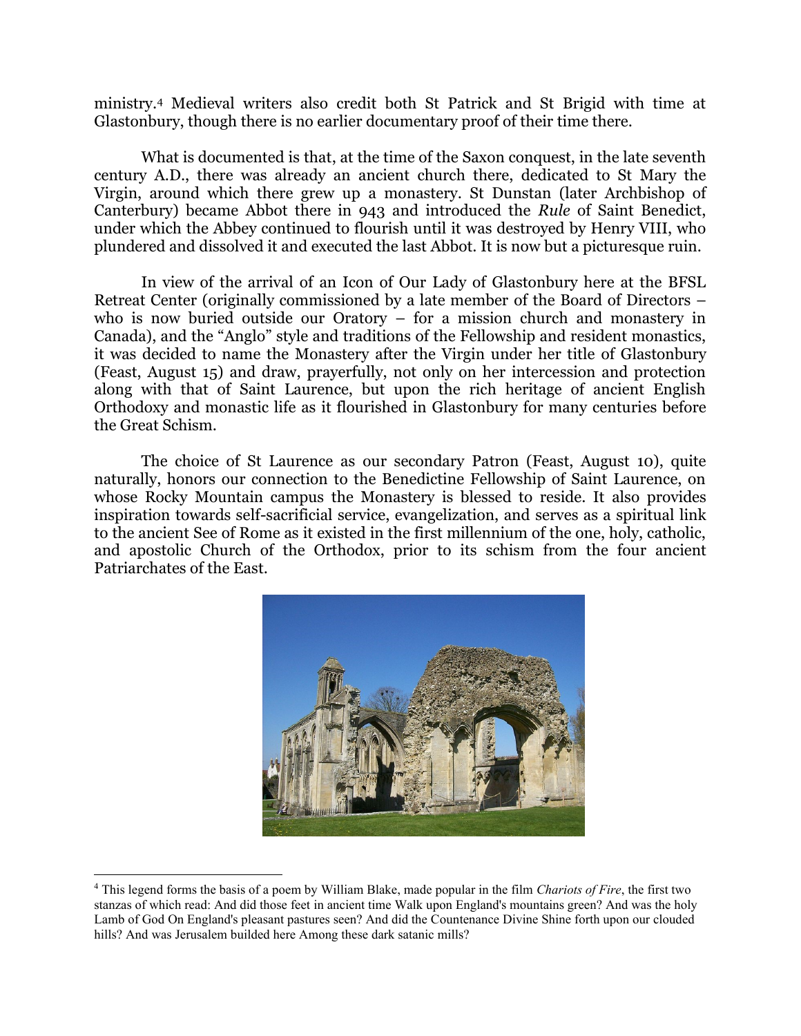ministry.[4] Medieval writers also credit both St Patrick and St Brigid with time at Glastonbury, though there is no earlier documentary proof of their time there.

What is documented is that, at the time of the Saxon conquest, in the late seventh century A.D., there was already an ancient church there, dedicated to St Mary the Virgin, around which there grew up a monastery. St Dunstan (later Archbishop of Canterbury) became Abbot there in 943 and introduced the *Rule* of Saint Benedict, under which the Abbey continued to flourish until it was destroyed by Henry VIII, who plundered and dissolved it and executed the last Abbot. It is now but a picturesque ruin.

In view of the arrival of an Icon of Our Lady of Glastonbury here at the BFSL Retreat Center (originally commissioned by a late member of the Board of Directors – who is now buried outside our Oratory – for a mission church and monastery in Canada), and the "Anglo" style and traditions of the Fellowship and resident monastics, it was decided to name the Monastery after the Virgin under her title of Glastonbury (Feast, August 15) and draw, prayerfully, not only on her intercession and protection along with that of Saint Laurence, but upon the rich heritage of ancient English Orthodoxy and monastic life as it flourished in Glastonbury for many centuries before the Great Schism.

The choice of St Laurence as our secondary Patron (Feast, August 10), quite naturally, honors our connection to the Benedictine Fellowship of Saint Laurence, on whose Rocky Mountain campus the Monastery is blessed to reside. It also provides inspiration towards self-sacrificial service, evangelization, and serves as a spiritual link to the ancient See of Rome as it existed in the first millennium of the one, holy, catholic, and apostolic Church of the Orthodox, prior to its schism from the four ancient Patriarchates of the East.

---

[4] This legend forms the basis of a poem by William Blake, made popular in the film *Chariots of Fire*, the first two stanzas of which read: And did those feet in ancient time Walk upon England's mountains green? And was the holy Lamb of God On England's pleasant pastures seen? And did the Countenance Divine Shine forth upon our clouded hills? And was Jerusalem builded here Among these dark satanic mills?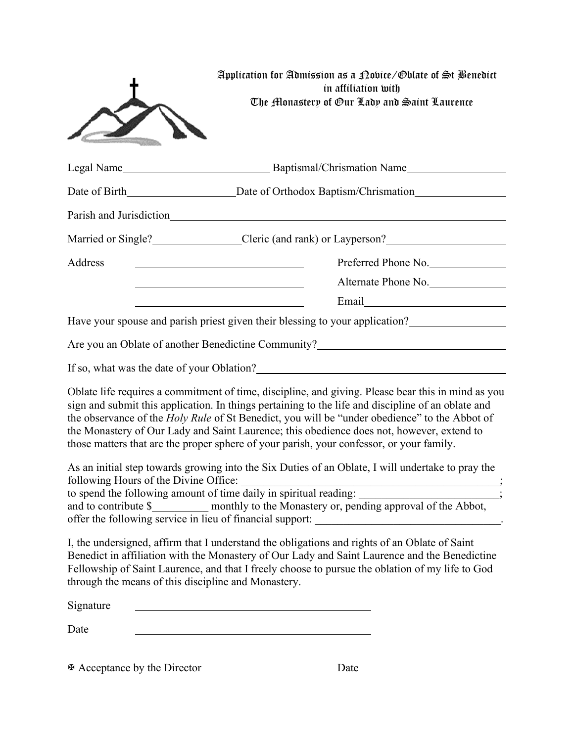# Application for Admission as a Novice/Oblate of St Benedict in affiliation with The Monastery of Our Lady and Saint Laurence

Legal Name\_\_\_\_\_\_\_\_\_\_\_\_\_\_\_\_\_\_\_\_\_\_\_\_\_\_ Baptismal/Chrismation Name\_\_\_\_\_\_\_\_\_\_\_\_\_\_\_\_\_\_

Date of Birth\_\_\_\_\_\_\_\_\_\_\_\_\_\_\_\_\_\_\_\_ Date of Orthodox Baptism/Chrismation\_\_\_\_\_\_\_\_\_\_\_\_\_\_\_\_\_

Parish and Jurisdiction\_\_\_\_\_\_\_\_\_\_\_\_\_\_\_\_\_\_\_\_\_\_\_\_\_\_\_\_\_\_\_\_\_\_\_\_\_\_\_\_\_\_\_\_\_\_\_\_\_\_\_\_\_\_\_\_\_\_\_\_\_\_\_

Married or Single?\_\_\_\_\_\_\_\_\_\_\_\_\_\_\_\_ Cleric (and rank) or Layperson?\_\_\_\_\_\_\_\_\_\_\_\_\_\_\_\_\_\_\_\_\_\_\_

Address \_\_\_\_\_\_\_\_\_\_\_\_\_\_\_\_\_\_\_\_\_\_\_\_\_\_\_\_\_\_ Preferred Phone No.\_\_\_\_\_\_\_\_\_\_\_\_\_\_

\_\_\_\_\_\_\_\_\_\_\_\_\_\_\_\_\_\_\_\_\_\_\_\_\_\_\_\_\_\_ Alternate Phone No.\_\_\_\_\_\_\_\_\_\_\_\_\_\_

\_\_\_\_\_\_\_\_\_\_\_\_\_\_\_\_\_\_\_\_\_\_\_\_\_\_\_\_\_\_ Email\_\_\_\_\_\_\_\_\_\_\_\_\_\_\_\_\_\_\_\_\_\_\_\_\_\_\_

Have your spouse and parish priest given their blessing to your application?\_\_\_\_\_\_\_\_\_\_\_\_\_\_\_\_\_\_

Are you an Oblate of another Benedictine Community?\_\_\_\_\_\_\_\_\_\_\_\_\_\_\_\_\_\_\_\_\_\_\_\_\_\_\_\_\_\_\_\_\_\_\_\_\_\_\_

If so, what was the date of your Oblation?\_\_\_\_\_\_\_\_\_\_\_\_\_\_\_\_\_\_\_\_\_\_\_\_\_\_\_\_\_\_\_\_\_\_\_\_\_\_\_\_\_\_\_\_\_\_\_

Oblate life requires a commitment of time, discipline, and giving. Please bear this in mind as you sign and submit this application. In things pertaining to the life and discipline of an oblate and the observance of the *Holy Rule* of St Benedict, you will be "under obedience" to the Abbot of the Monastery of Our Lady and Saint Laurence; this obedience does not, however, extend to those matters that are the proper sphere of your parish, your confessor, or your family.

As an initial step towards growing into the Six Duties of an Oblate, I will undertake to pray the following Hours of the Divine Office: \_\_\_\_\_\_\_\_\_\_\_\_\_\_\_\_\_\_\_\_\_\_\_\_\_\_\_\_\_\_\_\_\_\_\_\_\_\_\_\_\_\_\_\_\_\_\_;
to spend the following amount of time daily in spiritual reading: \_\_\_\_\_\_\_\_\_\_\_\_\_\_\_\_\_\_\_\_\_\_\_\_\_\_;
and to contribute $\_\_\_\_\_\_\_\_\_\_ monthly to the Monastery or, pending approval of the Abbot, offer the following service in lieu of financial support: \_\_\_\_\_\_\_\_\_\_\_\_\_\_\_\_\_\_\_\_\_\_\_\_\_\_\_\_\_\_\_\_\_\_\_.

I, the undersigned, affirm that I understand the obligations and rights of an Oblate of Saint Benedict in affiliation with the Monastery of Our Lady and Saint Laurence and the Benedictine Fellowship of Saint Laurence, and that I freely choose to pursue the oblation of my life to God through the means of this discipline and Monastery.

Signature \_\_\_\_\_\_\_\_\_\_\_\_\_\_\_\_\_\_\_\_\_\_\_\_\_\_\_\_\_\_\_\_\_\_\_\_\_\_\_\_\_\_\_\_

Date \_\_\_\_\_\_\_\_\_\_\_\_\_\_\_\_\_\_\_\_\_\_\_\_\_\_\_\_\_\_\_\_\_\_\_\_\_\_\_\_\_\_\_\_

✠ Acceptance by the Director\_\_\_\_\_\_\_\_\_\_\_\_\_\_\_\_\_\_\_ Date \_\_\_\_\_\_\_\_\_\_\_\_\_\_\_\_\_\_\_\_\_\_\_\_\_\_